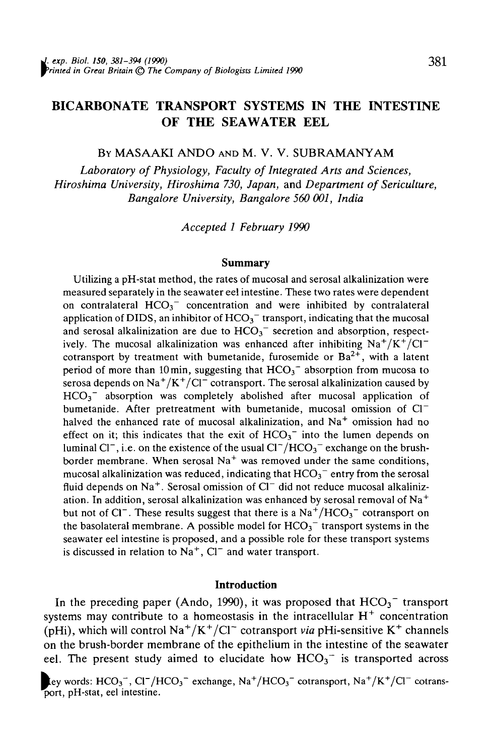# BICARBONATE TRANSPORT SYSTEMS IN THE INTESTINE OF THE SEAWATER EEL

By MASAAKI ANDO AND M. V. V. SUBRAMANYAM

*Laboratory of Physiology, Faculty of Integrated Arts and Sciences, Hiroshima University, Hiroshima 730, Japan,* and *Department of Sericulture, Bangalore University, Bangalore 560 001, India*

*Accepted 1 February 1990*

## Summary

Utilizing a pH-stat method, the rates of mucosal and serosal alkalinization were measured separately in the seawater eel intestine. These two rates were dependent on contralateral $HCO_3^-$ concentration and were inhibited by contralateral application of DIDS, an inhibitor of $HCO_3^-$ transport, indicating that the mucosal and serosal alkalinization are due to $HCO_3^-$ secretion and absorption, respectively. The mucosal alkalinization was enhanced after inhibiting $Na^+/K^+/Cl^-$ cotransport by treatment with bumetanide, furosemide or $Ba^{2+}$, with a latent period of more than 10 min, suggesting that $HCO_3^-$ absorption from mucosa to serosa depends on $Na^+/K^+/Cl^-$ cotransport. The serosal alkalinization caused by $HCO_3^-$ absorption was completely abolished after mucosal application of bumetanide. After pretreatment with bumetanide, mucosal omission of $Cl^-$ halved the enhanced rate of mucosal alkalinization, and $Na^+$ omission had no effect on it; this indicates that the exit of $HCO_3^-$ into the lumen depends on luminal $Cl^-$, i.e. on the existence of the usual $Cl^-/HCO_3^-$ exchange on the brush-border membrane. When serosal $Na^+$ was removed under the same conditions, mucosal alkalinization was reduced, indicating that $HCO_3^-$ entry from the serosal fluid depends on $Na^+$. Serosal omission of $Cl^-$ did not reduce mucosal alkalinization. In addition, serosal alkalinization was enhanced by serosal removal of $Na^+$ but not of $Cl^-$. These results suggest that there is a $Na^+/HCO_3^-$ cotransport on the basolateral membrane. A possible model for $HCO_3^-$ transport systems in the seawater eel intestine is proposed, and a possible role for these transport systems is discussed in relation to $Na^+$, $Cl^-$ and water transport.

## Introduction

In the preceding paper (Ando, 1990), it was proposed that $HCO_3^-$ transport systems may contribute to a homeostasis in the intracellular $H^+$ concentration (pHi), which will control $Na^+/K^+/Cl^-$ cotransport *via* pHi-sensitive $K^+$ channels on the brush-border membrane of the epithelium in the intestine of the seawater eel. The present study aimed to elucidate how $HCO_3^-$ is transported across

Key words: $HCO_3^-$, $Cl^-/HCO_3^-$ exchange, $Na^+/HCO_3^-$ cotransport, $Na^+/K^+/Cl^-$ cotransport, pH-stat, eel intestine.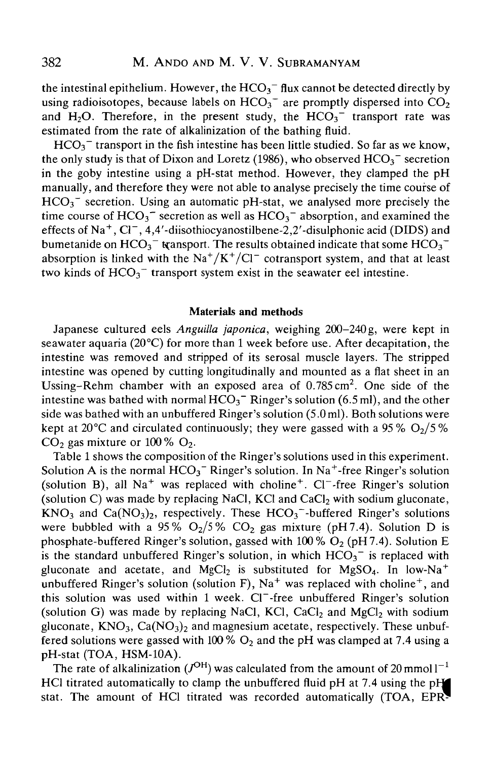the intestinal epithelium. However, the $HCO_3^-$ flux cannot be detected directly by using radioisotopes, because labels on $HCO_3^-$ are promptly dispersed into $CO_2$ and $H_2O$. Therefore, in the present study, the $HCO_3^-$ transport rate was estimated from the rate of alkalinization of the bathing fluid.

$HCO_3^-$ transport in the fish intestine has been little studied. So far as we know, the only study is that of Dixon and Loretz (1986), who observed $HCO_3^-$ secretion in the goby intestine using a pH-stat method. However, they clamped the pH manually, and therefore they were not able to analyse precisely the time course of $HCO_3^-$ secretion. Using an automatic pH-stat, we analysed more precisely the time course of $HCO_3^-$ secretion as well as $HCO_3^-$ absorption, and examined the effects of $Na^+$, $Cl^-$, 4,4′-diisothiocyanostilbene-2,2′-disulphonic acid (DIDS) and bumetanide on $HCO_3^-$ transport. The results obtained indicate that some $HCO_3^-$ absorption is linked with the $Na^+/K^+/Cl^-$ cotransport system, and that at least two kinds of $HCO_3^-$ transport system exist in the seawater eel intestine.

## Materials and methods

Japanese cultured eels *Anguilla japonica*, weighing 200–240 g, were kept in seawater aquaria (20°C) for more than 1 week before use. After decapitation, the intestine was removed and stripped of its serosal muscle layers. The stripped intestine was opened by cutting longitudinally and mounted as a flat sheet in an Ussing-Rehm chamber with an exposed area of $0.785\,cm^2$. One side of the intestine was bathed with normal $HCO_3^-$ Ringer's solution (6.5 ml), and the other side was bathed with an unbuffered Ringer's solution (5.0 ml). Both solutions were kept at 20°C and circulated continuously; they were gassed with a 95 % $O_2$/5 % $CO_2$ gas mixture or 100 % $O_2$.

Table 1 shows the composition of the Ringer's solutions used in this experiment. Solution A is the normal $HCO_3^-$ Ringer's solution. In $Na^+$-free Ringer's solution (solution B), all $Na^+$ was replaced with choline$^+$. $Cl^-$-free Ringer's solution (solution C) was made by replacing NaCl, KCl and $CaCl_2$ with sodium gluconate, $KNO_3$ and $Ca(NO_3)_2$, respectively. These $HCO_3^-$-buffered Ringer's solutions were bubbled with a 95 % $O_2$/5 % $CO_2$ gas mixture (pH 7.4). Solution D is phosphate-buffered Ringer's solution, gassed with 100 % $O_2$ (pH 7.4). Solution E is the standard unbuffered Ringer's solution, in which $HCO_3^-$ is replaced with gluconate and acetate, and $MgCl_2$ is substituted for $MgSO_4$. In low-$Na^+$ unbuffered Ringer's solution (solution F), $Na^+$ was replaced with choline$^+$, and this solution was used within 1 week. $Cl^-$-free unbuffered Ringer's solution (solution G) was made by replacing NaCl, KCl, $CaCl_2$ and $MgCl_2$ with sodium gluconate, $KNO_3$, $Ca(NO_3)_2$ and magnesium acetate, respectively. These unbuffered solutions were gassed with 100 % $O_2$ and the pH was clamped at 7.4 using a pH-stat (TOA, HSM-10A).

The rate of alkalinization ($J^{OH}$) was calculated from the amount of $20\,mmol\,l^{-1}$ HCl titrated automatically to clamp the unbuffered fluid pH at 7.4 using the pH-stat. The amount of HCl titrated was recorded automatically (TOA, EPR-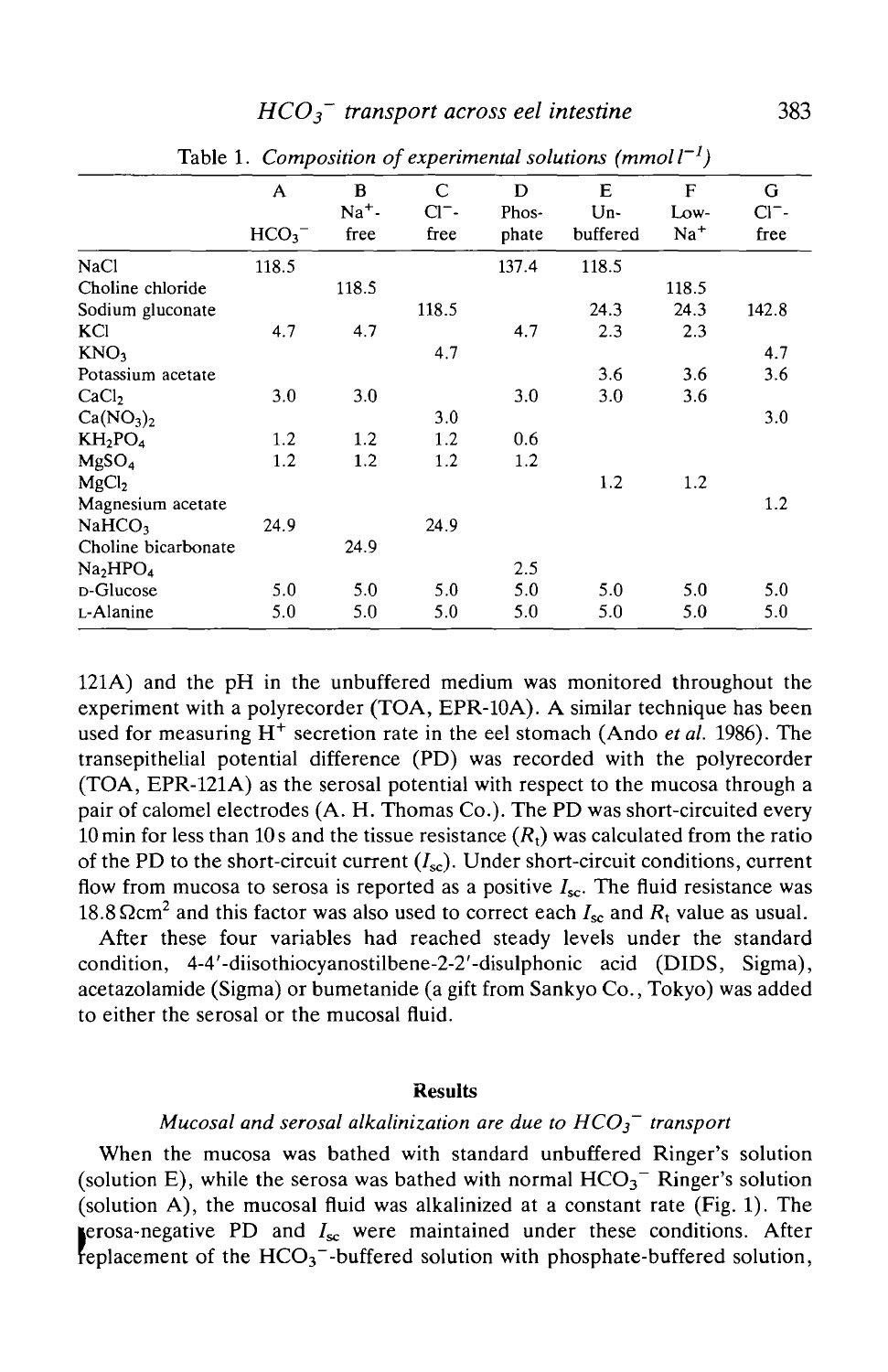Table 1. *Composition of experimental solutions (mmol $l^{-1}$)*

| | A $HCO_3^-$ | B $Na^+$-free | C $Cl^-$-free | D Phosphate | E Unbuffered | F Low-$Na^+$ | G $Cl^-$-free |
|---|---|---|---|---|---|---|---|
| NaCl | 118.5 | | | 137.4 | 118.5 | | |
| Choline chloride | | 118.5 | | | | 118.5 | |
| Sodium gluconate | | | 118.5 | | 24.3 | 24.3 | 142.8 |
| KCl | 4.7 | 4.7 | | 4.7 | 2.3 | 2.3 | |
| $KNO_3$ | | | 4.7 | | | | 4.7 |
| Potassium acetate | | | | | 3.6 | 3.6 | 3.6 |
| $CaCl_2$ | 3.0 | 3.0 | | 3.0 | 3.0 | 3.6 | |
| $Ca(NO_3)_2$ | | | 3.0 | | | | 3.0 |
| $KH_2PO_4$ | 1.2 | 1.2 | 1.2 | 0.6 | | | |
| $MgSO_4$ | 1.2 | 1.2 | 1.2 | 1.2 | | | |
| $MgCl_2$ | | | | | 1.2 | 1.2 | |
| Magnesium acetate | | | | | | | 1.2 |
| $NaHCO_3$ | 24.9 | | 24.9 | | | | |
| Choline bicarbonate | | 24.9 | | | | | |
| $Na_2HPO_4$ | | | | 2.5 | | | |
| D-Glucose | 5.0 | 5.0 | 5.0 | 5.0 | 5.0 | 5.0 | 5.0 |
| L-Alanine | 5.0 | 5.0 | 5.0 | 5.0 | 5.0 | 5.0 | 5.0 |

121A) and the pH in the unbuffered medium was monitored throughout the experiment with a polyrecorder (TOA, EPR-10A). A similar technique has been used for measuring $H^+$ secretion rate in the eel stomach (Ando *et al.* 1986). The transepithelial potential difference (PD) was recorded with the polyrecorder (TOA, EPR-121A) as the serosal potential with respect to the mucosa through a pair of calomel electrodes (A. H. Thomas Co.). The PD was short-circuited every 10 min for less than 10 s and the tissue resistance ($R_t$) was calculated from the ratio of the PD to the short-circuit current ($I_{sc}$). Under short-circuit conditions, current flow from mucosa to serosa is reported as a positive $I_{sc}$. The fluid resistance was 18.8 $\Omega cm^2$ and this factor was also used to correct each $I_{sc}$ and $R_t$ value as usual.

After these four variables had reached steady levels under the standard condition, 4-4'-diisothiocyanostilbene-2-2'-disulphonic acid (DIDS, Sigma), acetazolamide (Sigma) or bumetanide (a gift from Sankyo Co., Tokyo) was added to either the serosal or the mucosal fluid.

## Results

### *Mucosal and serosal alkalinization are due to $HCO_3^-$ transport*

When the mucosa was bathed with standard unbuffered Ringer's solution (solution E), while the serosa was bathed with normal $HCO_3^-$ Ringer's solution (solution A), the mucosal fluid was alkalinized at a constant rate (Fig. 1). The serosa-negative PD and $I_{sc}$ were maintained under these conditions. After replacement of the $HCO_3^-$-buffered solution with phosphate-buffered solution,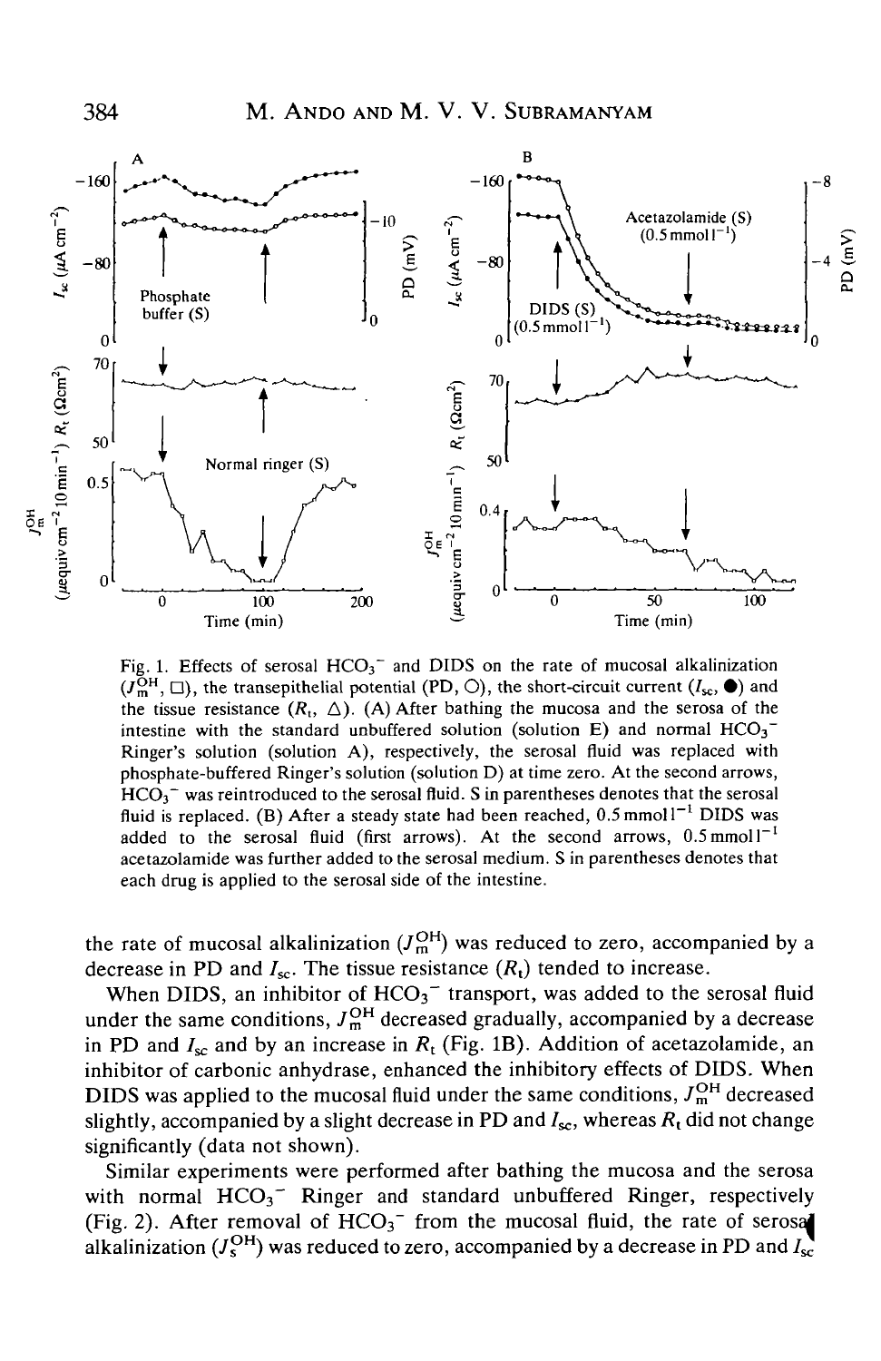Fig. 1. Effects of serosal $HCO_3^-$ and DIDS on the rate of mucosal alkalinization ($J_m^{OH}$, □), the transepithelial potential (PD, ○), the short-circuit current ($I_{sc}$, ●) and the tissue resistance ($R_t$, △). (A) After bathing the mucosa and the serosa of the intestine with the standard unbuffered solution (solution E) and normal $HCO_3^-$ Ringer's solution (solution A), respectively, the serosal fluid was replaced with phosphate-buffered Ringer's solution (solution D) at time zero. At the second arrows, $HCO_3^-$ was reintroduced to the serosal fluid. S in parentheses denotes that the serosal fluid is replaced. (B) After a steady state had been reached, 0.5 mmol $l^{-1}$ DIDS was added to the serosal fluid (first arrows). At the second arrows, 0.5 mmol $l^{-1}$ acetazolamide was further added to the serosal medium. S in parentheses denotes that each drug is applied to the serosal side of the intestine.

the rate of mucosal alkalinization ($J_m^{OH}$) was reduced to zero, accompanied by a decrease in PD and $I_{sc}$. The tissue resistance ($R_t$) tended to increase.

When DIDS, an inhibitor of $HCO_3^-$ transport, was added to the serosal fluid under the same conditions, $J_m^{OH}$ decreased gradually, accompanied by a decrease in PD and $I_{sc}$ and by an increase in $R_t$ (Fig. 1B). Addition of acetazolamide, an inhibitor of carbonic anhydrase, enhanced the inhibitory effects of DIDS. When DIDS was applied to the mucosal fluid under the same conditions, $J_m^{OH}$ decreased slightly, accompanied by a slight decrease in PD and $I_{sc}$, whereas $R_t$ did not change significantly (data not shown).

Similar experiments were performed after bathing the mucosa and the serosa with normal $HCO_3^-$ Ringer and standard unbuffered Ringer, respectively (Fig. 2). After removal of $HCO_3^-$ from the mucosal fluid, the rate of serosal alkalinization ($J_s^{OH}$) was reduced to zero, accompanied by a decrease in PD and $I_{sc}$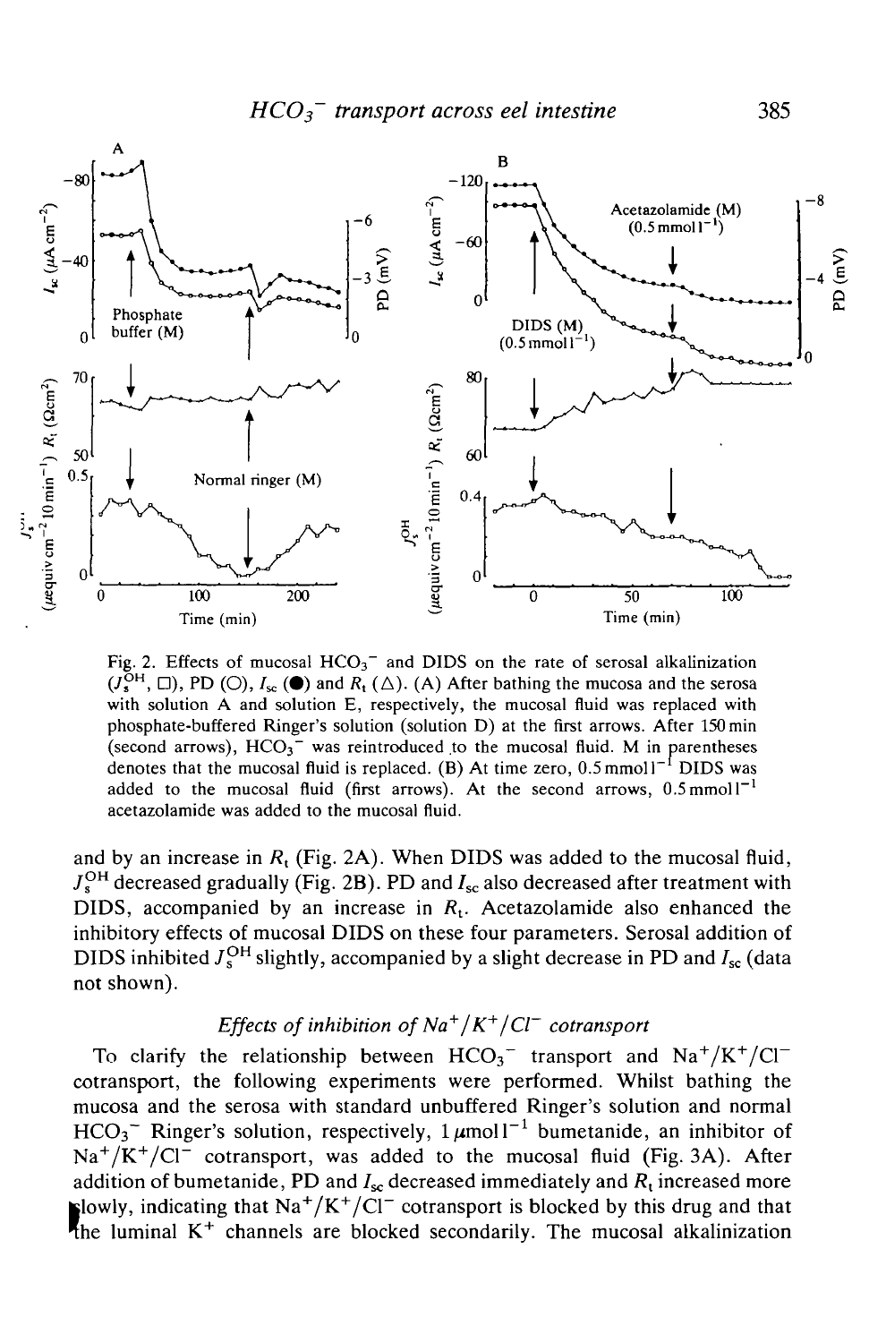Fig. 2. Effects of mucosal $HCO_3^-$ and DIDS on the rate of serosal alkalinization ($J_s^{OH}$, □), PD (○), $I_{sc}$ (●) and $R_t$ (△). (A) After bathing the mucosa and the serosa with solution A and solution E, respectively, the mucosal fluid was replaced with phosphate-buffered Ringer's solution (solution D) at the first arrows. After 150 min (second arrows), $HCO_3^-$ was reintroduced to the mucosal fluid. M in parentheses denotes that the mucosal fluid is replaced. (B) At time zero, 0.5 mmol $l^{-1}$ DIDS was added to the mucosal fluid (first arrows). At the second arrows, 0.5 mmol $l^{-1}$ acetazolamide was added to the mucosal fluid.

and by an increase in $R_t$ (Fig. 2A). When DIDS was added to the mucosal fluid, $J_s^{OH}$ decreased gradually (Fig. 2B). PD and $I_{sc}$ also decreased after treatment with DIDS, accompanied by an increase in $R_t$. Acetazolamide also enhanced the inhibitory effects of mucosal DIDS on these four parameters. Serosal addition of DIDS inhibited $J_s^{OH}$ slightly, accompanied by a slight decrease in PD and $I_{sc}$ (data not shown).

### *Effects of inhibition of $Na^+/K^+/Cl^-$ cotransport*

To clarify the relationship between $HCO_3^-$ transport and $Na^+/K^+/Cl^-$ cotransport, the following experiments were performed. Whilst bathing the mucosa and the serosa with standard unbuffered Ringer's solution and normal $HCO_3^-$ Ringer's solution, respectively, 1 μmol $l^{-1}$ bumetanide, an inhibitor of $Na^+/K^+/Cl^-$ cotransport, was added to the mucosal fluid (Fig. 3A). After addition of bumetanide, PD and $I_{sc}$ decreased immediately and $R_t$ increased more slowly, indicating that $Na^+/K^+/Cl^-$ cotransport is blocked by this drug and that the luminal $K^+$ channels are blocked secondarily. The mucosal alkalinization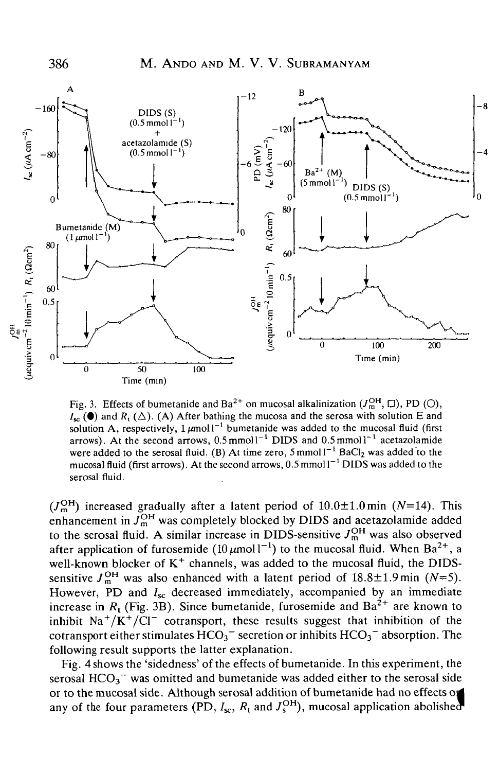Fig. 3. Effects of bumetanide and $Ba^{2+}$ on mucosal alkalinization ($J_m^{OH}$, □), PD (○), $I_{sc}$ (●) and $R_t$ (△). (A) After bathing the mucosa and the serosa with solution E and solution A, respectively, 1 $\mu$mol l$^{-1}$ bumetanide was added to the mucosal fluid (first arrows). At the second arrows, 0.5 mmol l$^{-1}$ DIDS and 0.5 mmol l$^{-1}$ acetazolamide were added to the serosal fluid. (B) At time zero, 5 mmol l$^{-1}$ $BaCl_2$ was added to the mucosal fluid (first arrows). At the second arrows, 0.5 mmol l$^{-1}$ DIDS was added to the serosal fluid.

($J_m^{OH}$) increased gradually after a latent period of 10.0±1.0 min ($N$=14). This enhancement in $J_m^{OH}$ was completely blocked by DIDS and acetazolamide added to the serosal fluid. A similar increase in DIDS-sensitive $J_m^{OH}$ was also observed after application of furosemide (10 $\mu$mol l$^{-1}$) to the mucosal fluid. When $Ba^{2+}$, a well-known blocker of $K^+$ channels, was added to the mucosal fluid, the DIDS-sensitive $J_m^{OH}$ was also enhanced with a latent period of 18.8±1.9 min ($N$=5). However, PD and $I_{sc}$ decreased immediately, accompanied by an immediate increase in $R_t$ (Fig. 3B). Since bumetanide, furosemide and $Ba^{2+}$ are known to inhibit $Na^+/K^+/Cl^-$ cotransport, these results suggest that inhibition of the cotransport either stimulates $HCO_3^-$ secretion or inhibits $HCO_3^-$ absorption. The following result supports the latter explanation.

Fig. 4 shows the 'sidedness' of the effects of bumetanide. In this experiment, the serosal $HCO_3^-$ was omitted and bumetanide was added either to the serosal side or to the mucosal side. Although serosal addition of bumetanide had no effects on any of the four parameters (PD, $I_{sc}$, $R_t$ and $J_s^{OH}$), mucosal application abolished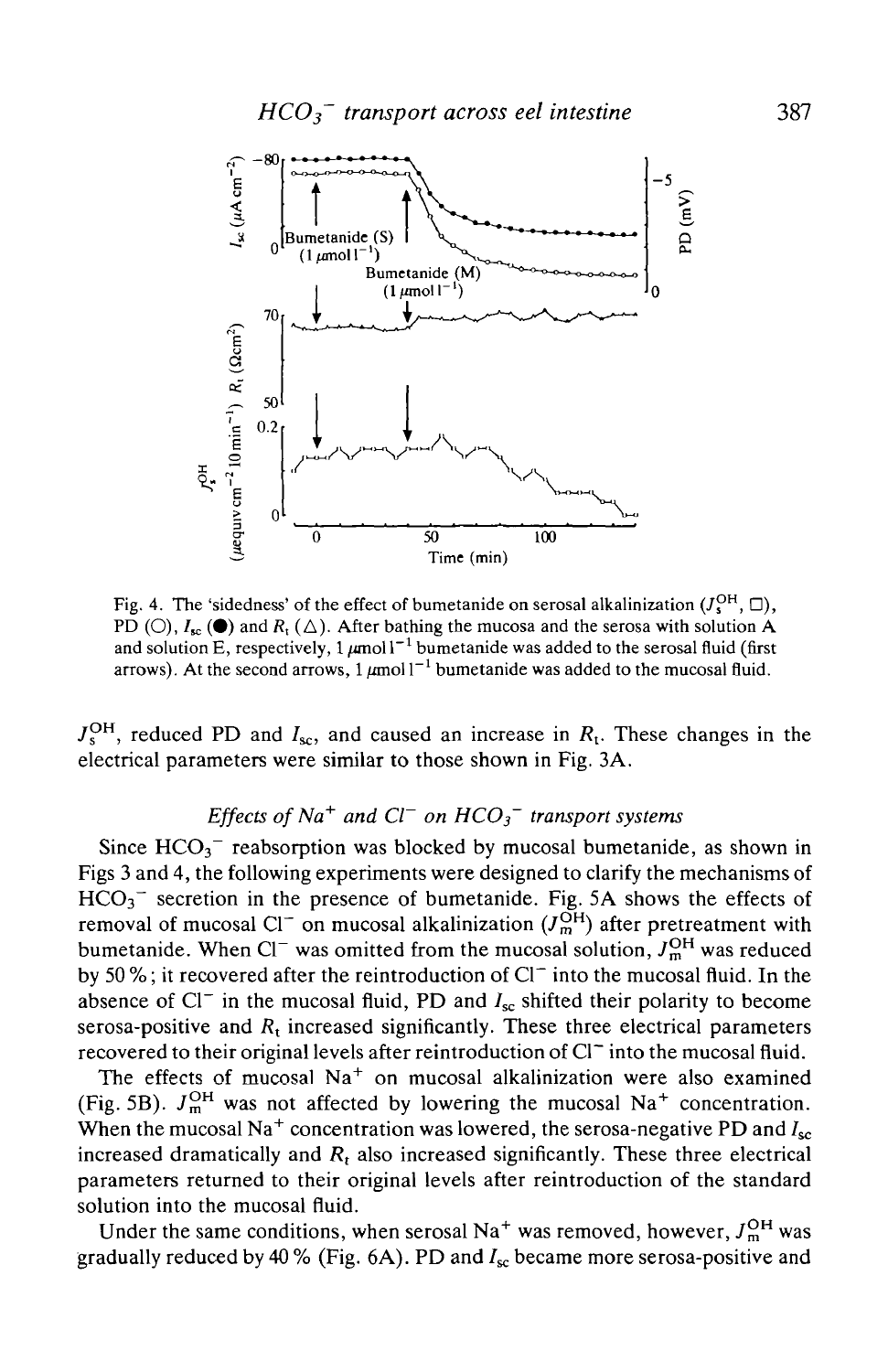Fig. 4. The 'sidedness' of the effect of bumetanide on serosal alkalinization ($J_s^{OH}$, □), PD (○), $I_{sc}$ (●) and $R_t$ (△). After bathing the mucosa and the serosa with solution A and solution E, respectively, 1 $\mu$mol l$^{-1}$ bumetanide was added to the serosal fluid (first arrows). At the second arrows, 1 $\mu$mol l$^{-1}$ bumetanide was added to the mucosal fluid.

$J_s^{OH}$, reduced PD and $I_{sc}$, and caused an increase in $R_t$. These changes in the electrical parameters were similar to those shown in Fig. 3A.

### Effects of $Na^+$ and $Cl^-$ on $HCO_3^-$ transport systems

Since $HCO_3^-$ reabsorption was blocked by mucosal bumetanide, as shown in Figs 3 and 4, the following experiments were designed to clarify the mechanisms of $HCO_3^-$ secretion in the presence of bumetanide. Fig. 5A shows the effects of removal of mucosal $Cl^-$ on mucosal alkalinization ($J_m^{OH}$) after pretreatment with bumetanide. When $Cl^-$ was omitted from the mucosal solution, $J_m^{OH}$ was reduced by 50 %; it recovered after the reintroduction of $Cl^-$ into the mucosal fluid. In the absence of $Cl^-$ in the mucosal fluid, PD and $I_{sc}$ shifted their polarity to become serosa-positive and $R_t$ increased significantly. These three electrical parameters recovered to their original levels after reintroduction of $Cl^-$ into the mucosal fluid.

The effects of mucosal $Na^+$ on mucosal alkalinization were also examined (Fig. 5B). $J_m^{OH}$ was not affected by lowering the mucosal $Na^+$ concentration. When the mucosal $Na^+$ concentration was lowered, the serosa-negative PD and $I_{sc}$ increased dramatically and $R_t$ also increased significantly. These three electrical parameters returned to their original levels after reintroduction of the standard solution into the mucosal fluid.

Under the same conditions, when serosal $Na^+$ was removed, however, $J_m^{OH}$ was gradually reduced by 40 % (Fig. 6A). PD and $I_{sc}$ became more serosa-positive and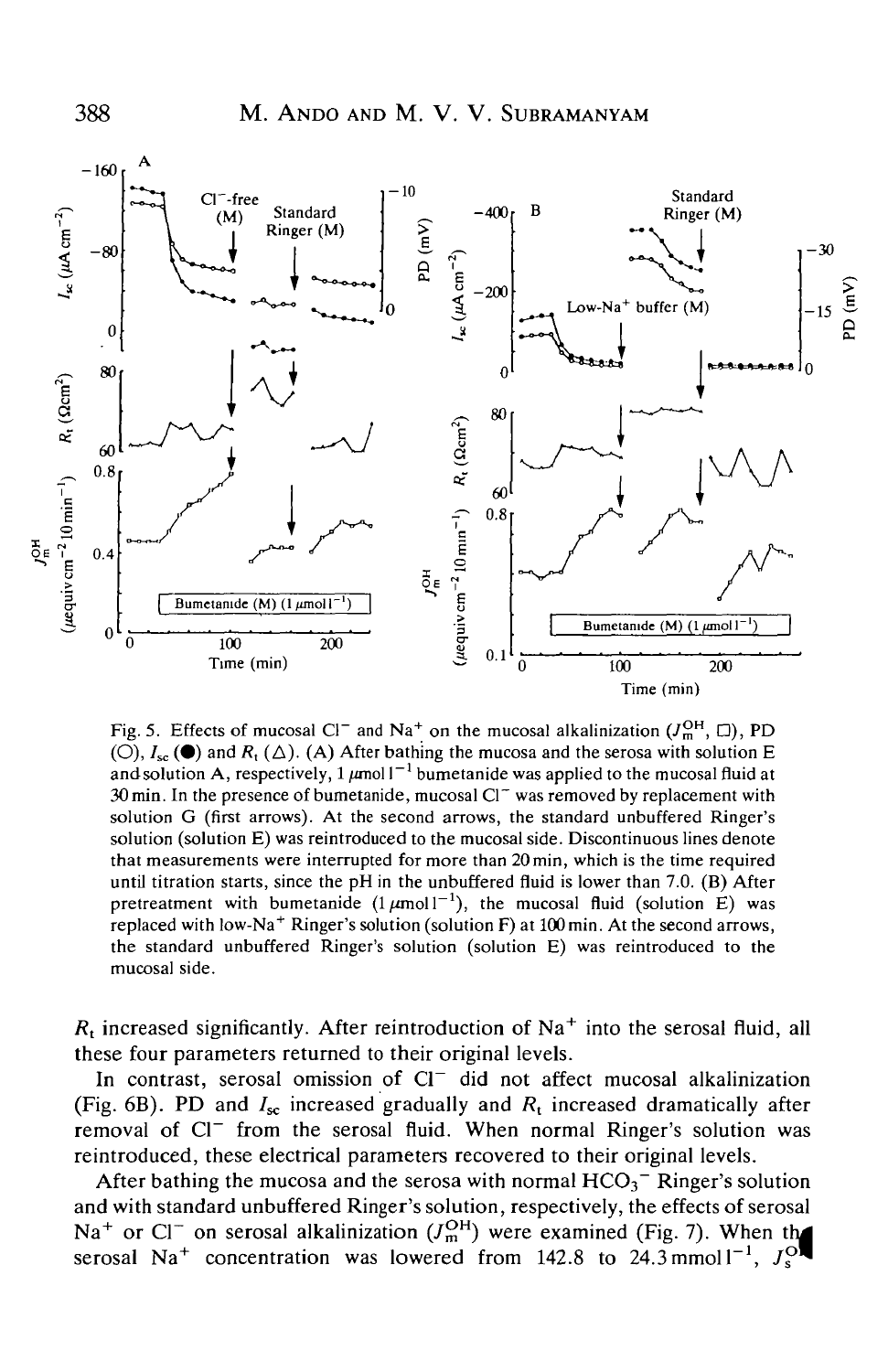Fig. 5. Effects of mucosal $Cl^-$ and $Na^+$ on the mucosal alkalinization ($J_m^{OH}$, □), PD (○), $I_{sc}$ (●) and $R_t$ (△). (A) After bathing the mucosa and the serosa with solution E and solution A, respectively, 1 $\mu$mol $l^{-1}$ bumetanide was applied to the mucosal fluid at 30 min. In the presence of bumetanide, mucosal $Cl^-$ was removed by replacement with solution G (first arrows). At the second arrows, the standard unbuffered Ringer's solution (solution E) was reintroduced to the mucosal side. Discontinuous lines denote that measurements were interrupted for more than 20 min, which is the time required until titration starts, since the pH in the unbuffered fluid is lower than 7.0. (B) After pretreatment with bumetanide (1 $\mu$mol $l^{-1}$), the mucosal fluid (solution E) was replaced with low-$Na^+$ Ringer's solution (solution F) at 100 min. At the second arrows, the standard unbuffered Ringer's solution (solution E) was reintroduced to the mucosal side.

$R_t$ increased significantly. After reintroduction of $Na^+$ into the serosal fluid, all these four parameters returned to their original levels.

In contrast, serosal omission of $Cl^-$ did not affect mucosal alkalinization (Fig. 6B). PD and $I_{sc}$ increased gradually and $R_t$ increased dramatically after removal of $Cl^-$ from the serosal fluid. When normal Ringer's solution was reintroduced, these electrical parameters recovered to their original levels.

After bathing the mucosa and the serosa with normal $HCO_3^-$ Ringer's solution and with standard unbuffered Ringer's solution, respectively, the effects of serosal $Na^+$ or $Cl^-$ on serosal alkalinization ($J_m^{OH}$) were examined (Fig. 7). When the serosal $Na^+$ concentration was lowered from 142.8 to 24.3 mmol $l^{-1}$, $J_s^{OH}$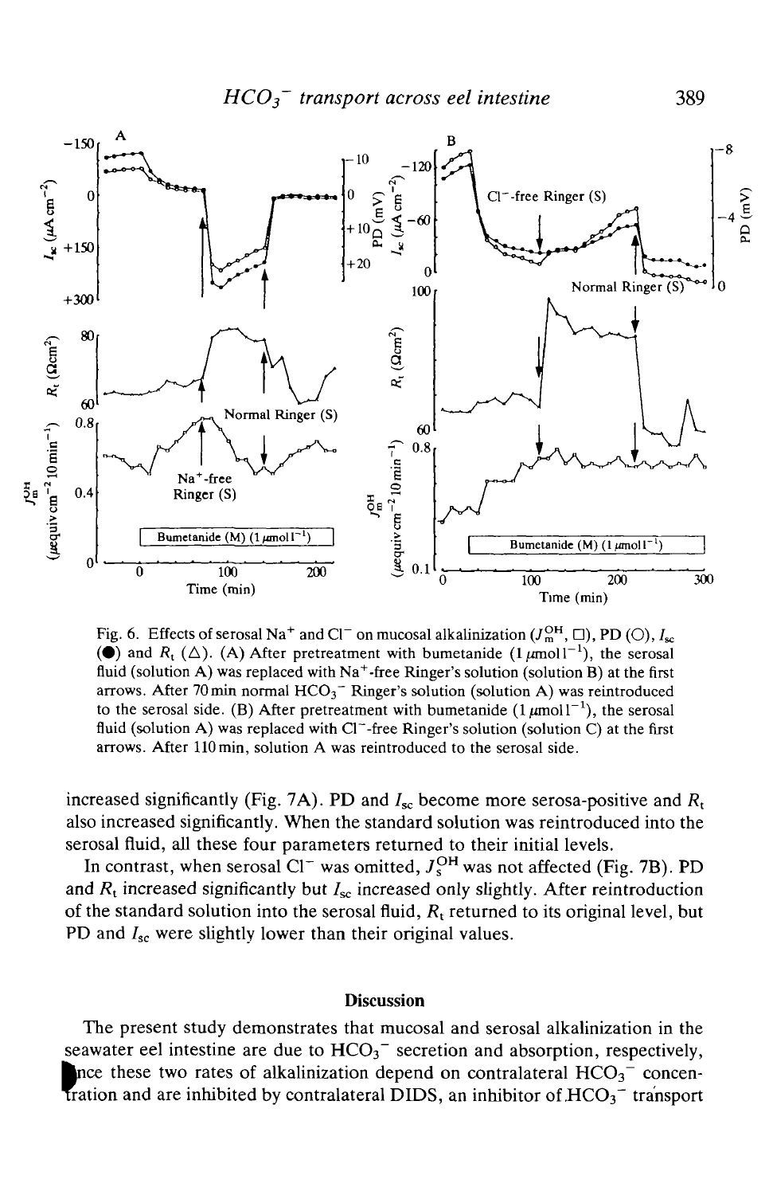Fig. 6. Effects of serosal $Na^+$ and $Cl^-$ on mucosal alkalinization ($J_m^{OH}$, □), PD (○), $I_{sc}$ (●) and $R_t$ (△). (A) After pretreatment with bumetanide ($1\,\mu mol\,l^{-1}$), the serosal fluid (solution A) was replaced with $Na^+$-free Ringer's solution (solution B) at the first arrows. After 70 min normal $HCO_3^-$ Ringer's solution (solution A) was reintroduced to the serosal side. (B) After pretreatment with bumetanide ($1\,\mu mol\,l^{-1}$), the serosal fluid (solution A) was replaced with $Cl^-$-free Ringer's solution (solution C) at the first arrows. After 110 min, solution A was reintroduced to the serosal side.

increased significantly (Fig. 7A). PD and $I_{sc}$ become more serosa-positive and $R_t$ also increased significantly. When the standard solution was reintroduced into the serosal fluid, all these four parameters returned to their initial levels.

In contrast, when serosal $Cl^-$ was omitted, $J_s^{OH}$ was not affected (Fig. 7B). PD and $R_t$ increased significantly but $I_{sc}$ increased only slightly. After reintroduction of the standard solution into the serosal fluid, $R_t$ returned to its original level, but PD and $I_{sc}$ were slightly lower than their original values.

## Discussion

The present study demonstrates that mucosal and serosal alkalinization in the seawater eel intestine are due to $HCO_3^-$ secretion and absorption, respectively, since these two rates of alkalinization depend on contralateral $HCO_3^-$ concentration and are inhibited by contralateral DIDS, an inhibitor of $HCO_3^-$ transport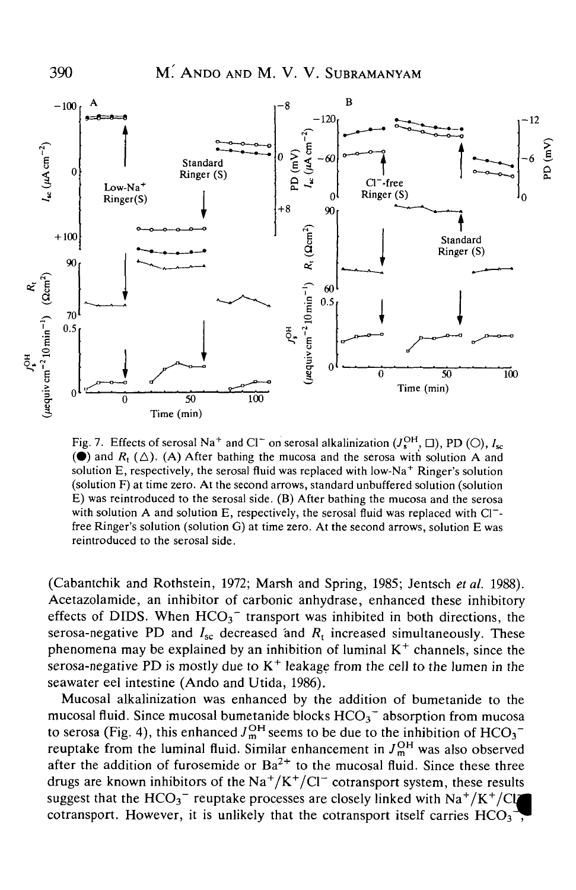Fig. 7. Effects of serosal $Na^+$ and $Cl^-$ on serosal alkalinization ($J_s^{OH}$, □), PD (○), $I_{sc}$ (●) and $R_t$ (△). (A) After bathing the mucosa and the serosa with solution A and solution E, respectively, the serosal fluid was replaced with low-$Na^+$ Ringer's solution (solution F) at time zero. At the second arrows, standard unbuffered solution (solution E) was reintroduced to the serosal side. (B) After bathing the mucosa and the serosa with solution A and solution E, respectively, the serosal fluid was replaced with $Cl^-$-free Ringer's solution (solution G) at time zero. At the second arrows, solution E was reintroduced to the serosal side.

(Cabantchik and Rothstein, 1972; Marsh and Spring, 1985; Jentsch *et al.* 1988). Acetazolamide, an inhibitor of carbonic anhydrase, enhanced these inhibitory effects of DIDS. When $HCO_3^-$ transport was inhibited in both directions, the serosa-negative PD and $I_{sc}$ decreased and $R_t$ increased simultaneously. These phenomena may be explained by an inhibition of luminal $K^+$ channels, since the serosa-negative PD is mostly due to $K^+$ leakage from the cell to the lumen in the seawater eel intestine (Ando and Utida, 1986).

Mucosal alkalinization was enhanced by the addition of bumetanide to the mucosal fluid. Since mucosal bumetanide blocks $HCO_3^-$ absorption from mucosa to serosa (Fig. 4), this enhanced $J_m^{OH}$ seems to be due to the inhibition of $HCO_3^-$ reuptake from the luminal fluid. Similar enhancement in $J_m^{OH}$ was also observed after the addition of furosemide or $Ba^{2+}$ to the mucosal fluid. Since these three drugs are known inhibitors of the $Na^+/K^+/Cl^-$ cotransport system, these results suggest that the $HCO_3^-$ reuptake processes are closely linked with $Na^+/K^+/Cl^-$ cotransport. However, it is unlikely that the cotransport itself carries $HCO_3^-$,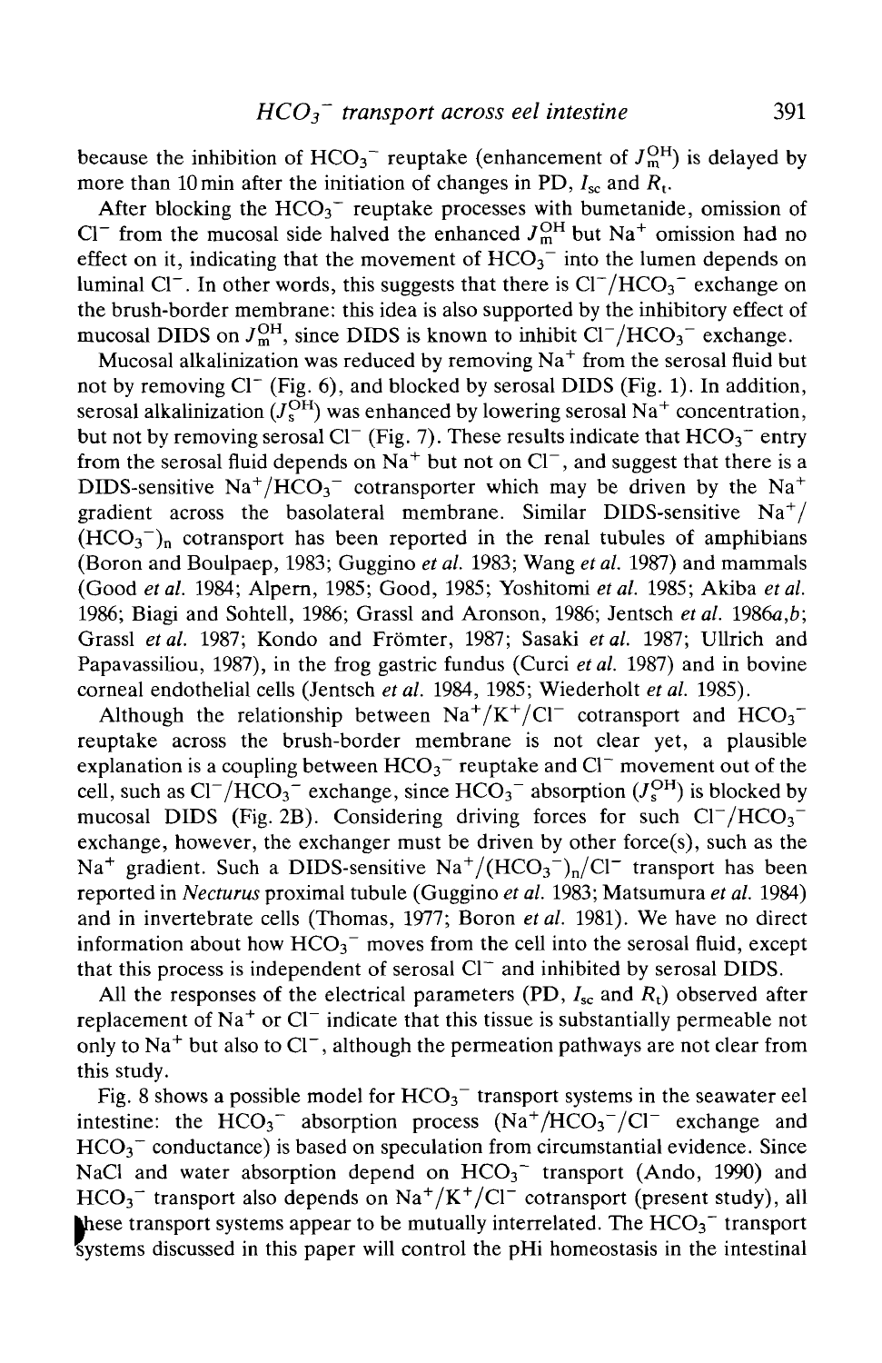because the inhibition of $HCO_3^-$ reuptake (enhancement of $J_m^{OH}$) is delayed by more than 10 min after the initiation of changes in PD, $I_{sc}$ and $R_t$.

After blocking the $HCO_3^-$ reuptake processes with bumetanide, omission of $Cl^-$ from the mucosal side halved the enhanced $J_m^{OH}$ but $Na^+$ omission had no effect on it, indicating that the movement of $HCO_3^-$ into the lumen depends on luminal $Cl^-$. In other words, this suggests that there is $Cl^-/HCO_3^-$ exchange on the brush-border membrane: this idea is also supported by the inhibitory effect of mucosal DIDS on $J_m^{OH}$, since DIDS is known to inhibit $Cl^-/HCO_3^-$ exchange.

Mucosal alkalinization was reduced by removing $Na^+$ from the serosal fluid but not by removing $Cl^-$ (Fig. 6), and blocked by serosal DIDS (Fig. 1). In addition, serosal alkalinization ($J_s^{OH}$) was enhanced by lowering serosal $Na^+$ concentration, but not by removing serosal $Cl^-$ (Fig. 7). These results indicate that $HCO_3^-$ entry from the serosal fluid depends on $Na^+$ but not on $Cl^-$, and suggest that there is a DIDS-sensitive $Na^+/HCO_3^-$ cotransporter which may be driven by the $Na^+$ gradient across the basolateral membrane. Similar DIDS-sensitive $Na^+/(HCO_3^-)_n$ cotransport has been reported in the renal tubules of amphibians (Boron and Boulpaep, 1983; Guggino *et al.* 1983; Wang *et al.* 1987) and mammals (Good *et al.* 1984; Alpern, 1985; Good, 1985; Yoshitomi *et al.* 1985; Akiba *et al.* 1986; Biagi and Sohtell, 1986; Grassl and Aronson, 1986; Jentsch *et al.* 1986*a*,*b*; Grassl *et al.* 1987; Kondo and Frömter, 1987; Sasaki *et al.* 1987; Ullrich and Papavassiliou, 1987), in the frog gastric fundus (Curci *et al.* 1987) and in bovine corneal endothelial cells (Jentsch *et al.* 1984, 1985; Wiederholt *et al.* 1985).

Although the relationship between $Na^+/K^+/Cl^-$ cotransport and $HCO_3^-$ reuptake across the brush-border membrane is not clear yet, a plausible explanation is a coupling between $HCO_3^-$ reuptake and $Cl^-$ movement out of the cell, such as $Cl^-/HCO_3^-$ exchange, since $HCO_3^-$ absorption ($J_s^{OH}$) is blocked by mucosal DIDS (Fig. 2B). Considering driving forces for such $Cl^-/HCO_3^-$ exchange, however, the exchanger must be driven by other force(s), such as the $Na^+$ gradient. Such a DIDS-sensitive $Na^+/(HCO_3^-)_n/Cl^-$ transport has been reported in *Necturus* proximal tubule (Guggino *et al.* 1983; Matsumura *et al.* 1984) and in invertebrate cells (Thomas, 1977; Boron *et al.* 1981). We have no direct information about how $HCO_3^-$ moves from the cell into the serosal fluid, except that this process is independent of serosal $Cl^-$ and inhibited by serosal DIDS.

All the responses of the electrical parameters (PD, $I_{sc}$ and $R_t$) observed after replacement of $Na^+$ or $Cl^-$ indicate that this tissue is substantially permeable not only to $Na^+$ but also to $Cl^-$, although the permeation pathways are not clear from this study.

Fig. 8 shows a possible model for $HCO_3^-$ transport systems in the seawater eel intestine: the $HCO_3^-$ absorption process ($Na^+/HCO_3^-/Cl^-$ exchange and $HCO_3^-$ conductance) is based on speculation from circumstantial evidence. Since NaCl and water absorption depend on $HCO_3^-$ transport (Ando, 1990) and $HCO_3^-$ transport also depends on $Na^+/K^+/Cl^-$ cotransport (present study), all these transport systems appear to be mutually interrelated. The $HCO_3^-$ transport systems discussed in this paper will control the pHi homeostasis in the intestinal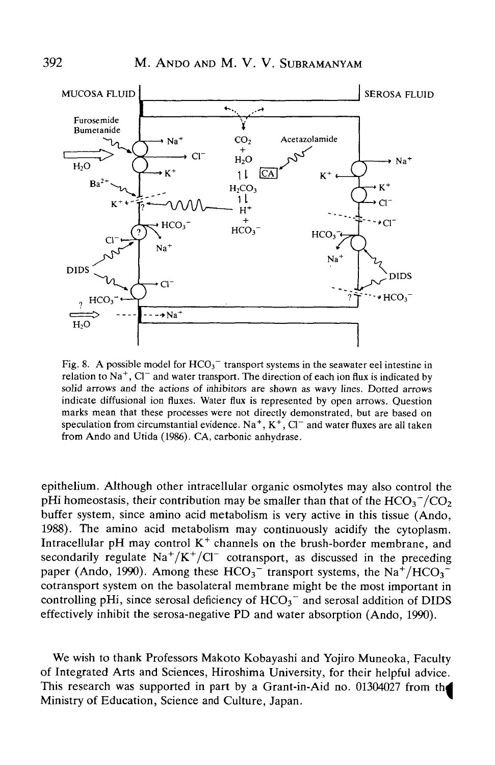Fig. 8. A possible model for $HCO_3^-$ transport systems in the seawater eel intestine in relation to $Na^+$, $Cl^-$ and water transport. The direction of each ion flux is indicated by solid arrows and the actions of inhibitors are shown as wavy lines. Dotted arrows indicate diffusional ion fluxes. Water flux is represented by open arrows. Question marks mean that these processes were not directly demonstrated, but are based on speculation from circumstantial evidence. $Na^+$, $K^+$, $Cl^-$ and water fluxes are all taken from Ando and Utida (1986). CA, carbonic anhydrase.

epithelium. Although other intracellular organic osmolytes may also control the pHi homeostasis, their contribution may be smaller than that of the $HCO_3^-/CO_2$ buffer system, since amino acid metabolism is very active in this tissue (Ando, 1988). The amino acid metabolism may continuously acidify the cytoplasm. Intracellular pH may control $K^+$ channels on the brush-border membrane, and secondarily regulate $Na^+/K^+/Cl^-$ cotransport, as discussed in the preceding paper (Ando, 1990). Among these $HCO_3^-$ transport systems, the $Na^+/HCO_3^-$ cotransport system on the basolateral membrane might be the most important in controlling pHi, since serosal deficiency of $HCO_3^-$ and serosal addition of DIDS effectively inhibit the serosa-negative PD and water absorption (Ando, 1990).

We wish to thank Professors Makoto Kobayashi and Yojiro Muneoka, Faculty of Integrated Arts and Sciences, Hiroshima University, for their helpful advice. This research was supported in part by a Grant-in-Aid no. 01304027 from the Ministry of Education, Science and Culture, Japan.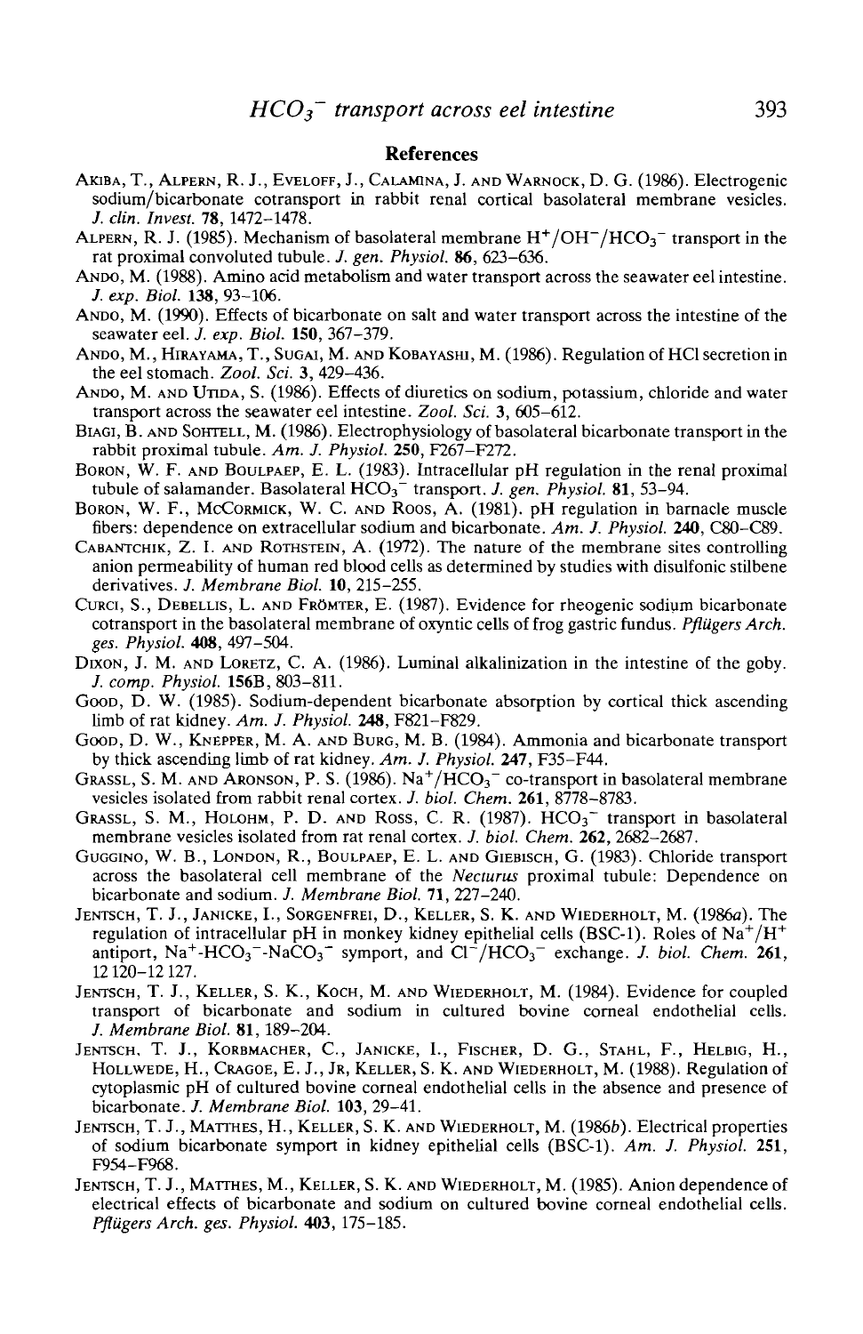## References

Akiba, T., Alpern, R. J., Eveloff, J., Calamina, J. and Warnock, D. G. (1986). Electrogenic sodium/bicarbonate cotransport in rabbit renal cortical basolateral membrane vesicles. *J. clin. Invest.* **78**, 1472–1478.

Alpern, R. J. (1985). Mechanism of basolateral membrane $H^+/OH^-/HCO_3^-$ transport in the rat proximal convoluted tubule. *J. gen. Physiol.* **86**, 623–636.

Ando, M. (1988). Amino acid metabolism and water transport across the seawater eel intestine. *J. exp. Biol.* **138**, 93–106.

Ando, M. (1990). Effects of bicarbonate on salt and water transport across the intestine of the seawater eel. *J. exp. Biol.* **150**, 367–379.

Ando, M., Hirayama, T., Sugai, M. and Kobayashi, M. (1986). Regulation of HCl secretion in the eel stomach. *Zool. Sci.* **3**, 429–436.

Ando, M. and Utida, S. (1986). Effects of diuretics on sodium, potassium, chloride and water transport across the seawater eel intestine. *Zool. Sci.* **3**, 605–612.

Biagi, B. and Sohtell, M. (1986). Electrophysiology of basolateral bicarbonate transport in the rabbit proximal tubule. *Am. J. Physiol.* **250**, F267–F272.

Boron, W. F. and Boulpaep, E. L. (1983). Intracellular pH regulation in the renal proximal tubule of salamander. Basolateral $HCO_3^-$ transport. *J. gen. Physiol.* **81**, 53–94.

Boron, W. F., McCormick, W. C. and Roos, A. (1981). pH regulation in barnacle muscle fibers: dependence on extracellular sodium and bicarbonate. *Am. J. Physiol.* **240**, C80–C89.

Cabantchik, Z. I. and Rothstein, A. (1972). The nature of the membrane sites controlling anion permeability of human red blood cells as determined by studies with disulfonic stilbene derivatives. *J. Membrane Biol.* **10**, 215–255.

Curci, S., Debellis, L. and Frömter, E. (1987). Evidence for rheogenic sodium bicarbonate cotransport in the basolateral membrane of oxyntic cells of frog gastric fundus. *Pflügers Arch. ges. Physiol.* **408**, 497–504.

Dixon, J. M. and Loretz, C. A. (1986). Luminal alkalinization in the intestine of the goby. *J. comp. Physiol.* **156B**, 803–811.

Good, D. W. (1985). Sodium-dependent bicarbonate absorption by cortical thick ascending limb of rat kidney. *Am. J. Physiol.* **248**, F821–F829.

Good, D. W., Knepper, M. A. and Burg, M. B. (1984). Ammonia and bicarbonate transport by thick ascending limb of rat kidney. *Am. J. Physiol.* **247**, F35–F44.

Grassl, S. M. and Aronson, P. S. (1986). $Na^+/HCO_3^-$ co-transport in basolateral membrane vesicles isolated from rabbit renal cortex. *J. biol. Chem.* **261**, 8778–8783.

Grassl, S. M., Holohm, P. D. and Ross, C. R. (1987). $HCO_3^-$ transport in basolateral membrane vesicles isolated from rat renal cortex. *J. biol. Chem.* **262**, 2682–2687.

Guggino, W. B., London, R., Boulpaep, E. L. and Giebisch, G. (1983). Chloride transport across the basolateral cell membrane of the *Necturus* proximal tubule: Dependence on bicarbonate and sodium. *J. Membrane Biol.* **71**, 227–240.

Jentsch, T. J., Janicke, I., Sorgenfrei, D., Keller, S. K. and Wiederholt, M. (1986*a*). The regulation of intracellular pH in monkey kidney epithelial cells (BSC-1). Roles of $Na^+/H^+$ antiport, $Na^+$-$HCO_3^-$-$NaCO_3^-$ symport, and $Cl^-/HCO_3^-$ exchange. *J. biol. Chem.* **261**, 12 120–12 127.

Jentsch, T. J., Keller, S. K., Koch, M. and Wiederholt, M. (1984). Evidence for coupled transport of bicarbonate and sodium in cultured bovine corneal endothelial cells. *J. Membrane Biol.* **81**, 189–204.

Jentsch, T. J., Korbmacher, C., Janicke, I., Fischer, D. G., Stahl, F., Helbig, H., Hollwede, H., Cragoe, E. J., Jr, Keller, S. K. and Wiederholt, M. (1988). Regulation of cytoplasmic pH of cultured bovine corneal endothelial cells in the absence and presence of bicarbonate. *J. Membrane Biol.* **103**, 29–41.

Jentsch, T. J., Matthes, H., Keller, S. K. and Wiederholt, M. (1986*b*). Electrical properties of sodium bicarbonate symport in kidney epithelial cells (BSC-1). *Am. J. Physiol.* **251**, F954–F968.

Jentsch, T. J., Matthes, M., Keller, S. K. and Wiederholt, M. (1985). Anion dependence of electrical effects of bicarbonate and sodium on cultured bovine corneal endothelial cells. *Pflügers Arch. ges. Physiol.* **403**, 175–185.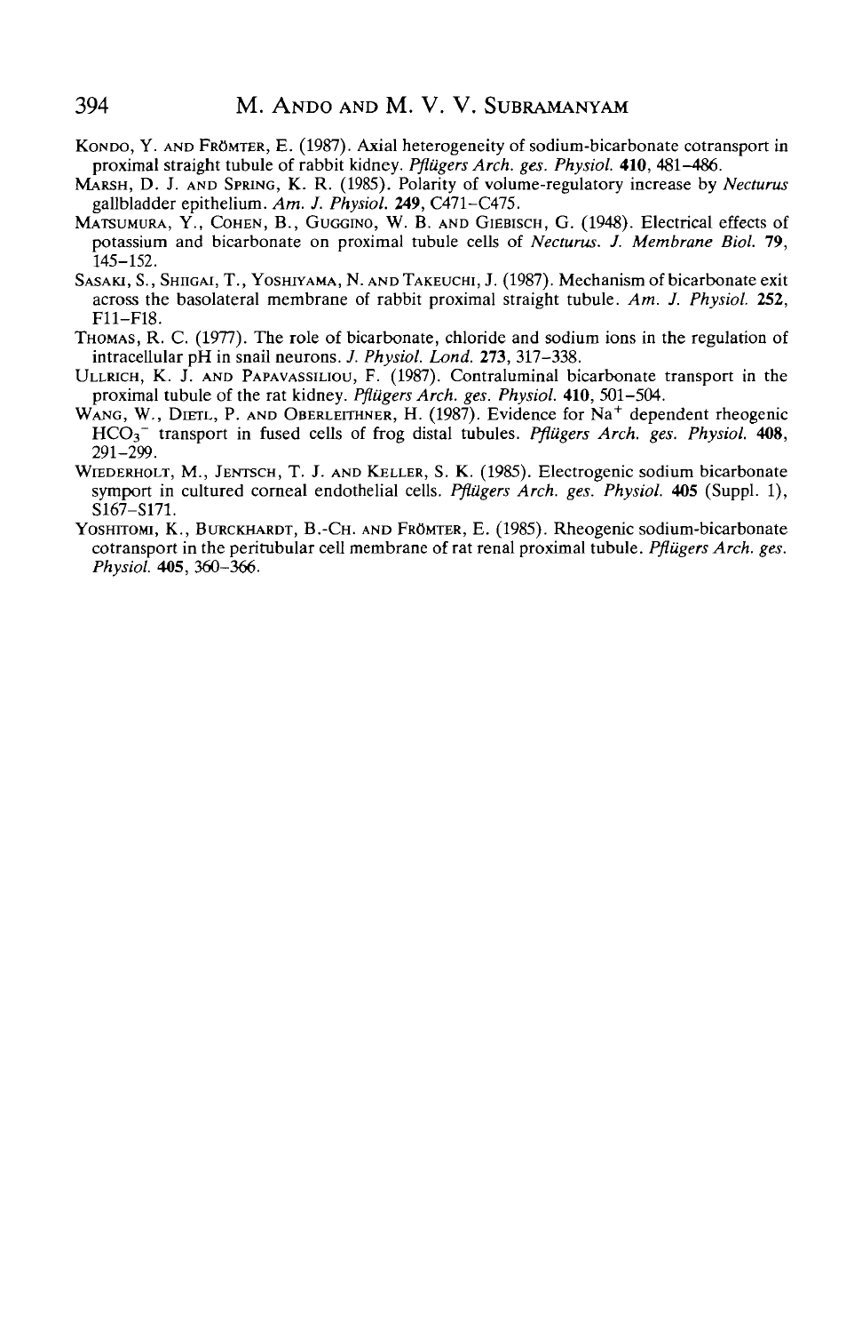KONDO, Y. AND FRÖMTER, E. (1987). Axial heterogeneity of sodium-bicarbonate cotransport in proximal straight tubule of rabbit kidney. *Pflügers Arch. ges. Physiol.* **410**, 481–486.

MARSH, D. J. AND SPRING, K. R. (1985). Polarity of volume-regulatory increase by *Necturus* gallbladder epithelium. *Am. J. Physiol.* **249**, C471–C475.

MATSUMURA, Y., COHEN, B., GUGGINO, W. B. AND GIEBISCH, G. (1948). Electrical effects of potassium and bicarbonate on proximal tubule cells of *Necturus*. *J. Membrane Biol.* **79**, 145–152.

SASAKI, S., SHIIGAI, T., YOSHIYAMA, N. AND TAKEUCHI, J. (1987). Mechanism of bicarbonate exit across the basolateral membrane of rabbit proximal straight tubule. *Am. J. Physiol.* **252**, F11–F18.

THOMAS, R. C. (1977). The role of bicarbonate, chloride and sodium ions in the regulation of intracellular pH in snail neurons. *J. Physiol. Lond.* **273**, 317–338.

ULLRICH, K. J. AND PAPAVASSILIOU, F. (1987). Contraluminal bicarbonate transport in the proximal tubule of the rat kidney. *Pflügers Arch. ges. Physiol.* **410**, 501–504.

WANG, W., DIETL, P. AND OBERLEITHNER, H. (1987). Evidence for $Na^+$ dependent rheogenic $HCO_3^-$ transport in fused cells of frog distal tubules. *Pflügers Arch. ges. Physiol.* **408**, 291–299.

WIEDERHOLT, M., JENTSCH, T. J. AND KELLER, S. K. (1985). Electrogenic sodium bicarbonate symport in cultured corneal endothelial cells. *Pflügers Arch. ges. Physiol.* **405** (Suppl. 1), S167–S171.

YOSHITOMI, K., BURCKHARDT, B.-CH. AND FRÖMTER, E. (1985). Rheogenic sodium-bicarbonate cotransport in the peritubular cell membrane of rat renal proximal tubule. *Pflügers Arch. ges. Physiol.* **405**, 360–366.